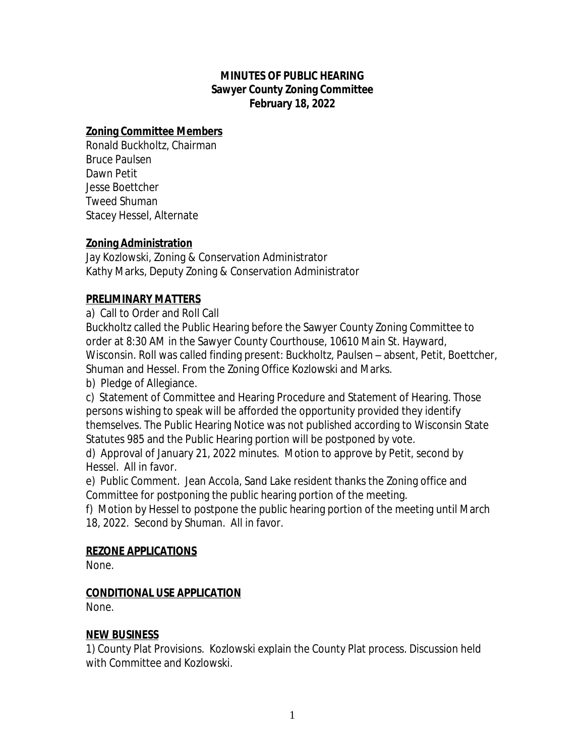# MINUTES OF PUBLIC HEARING
## Sawyer County Zoning Committee
## February 18, 2022

**Zoning Committee Members**

Ronald Buckholtz, Chairman
Bruce Paulsen
Dawn Petit
Jesse Boettcher
Tweed Shuman
Stacey Hessel, Alternate

**Zoning Administration**

Jay Kozlowski, Zoning & Conservation Administrator
Kathy Marks, Deputy Zoning & Conservation Administrator

**PRELIMINARY MATTERS**

a) Call to Order and Roll Call
Buckholtz called the Public Hearing before the Sawyer County Zoning Committee to order at 8:30 AM in the Sawyer County Courthouse, 10610 Main St. Hayward, Wisconsin. Roll was called finding present: Buckholtz, Paulsen – absent, Petit, Boettcher, Shuman and Hessel. From the Zoning Office Kozlowski and Marks.

b) Pledge of Allegiance.

c) Statement of Committee and Hearing Procedure and Statement of Hearing. Those persons wishing to speak will be afforded the opportunity provided they identify themselves. The Public Hearing Notice was not published according to Wisconsin State Statutes 985 and the Public Hearing portion will be postponed by vote.

d) Approval of January 21, 2022 minutes. Motion to approve by Petit, second by Hessel. All in favor.

e) Public Comment. Jean Accola, Sand Lake resident thanks the Zoning office and Committee for postponing the public hearing portion of the meeting.

f) Motion by Hessel to postpone the public hearing portion of the meeting until March 18, 2022. Second by Shuman. All in favor.

**REZONE APPLICATIONS**

None.

**CONDITIONAL USE APPLICATION**

None.

**NEW BUSINESS**

1) County Plat Provisions. Kozlowski explain the County Plat process. Discussion held with Committee and Kozlowski.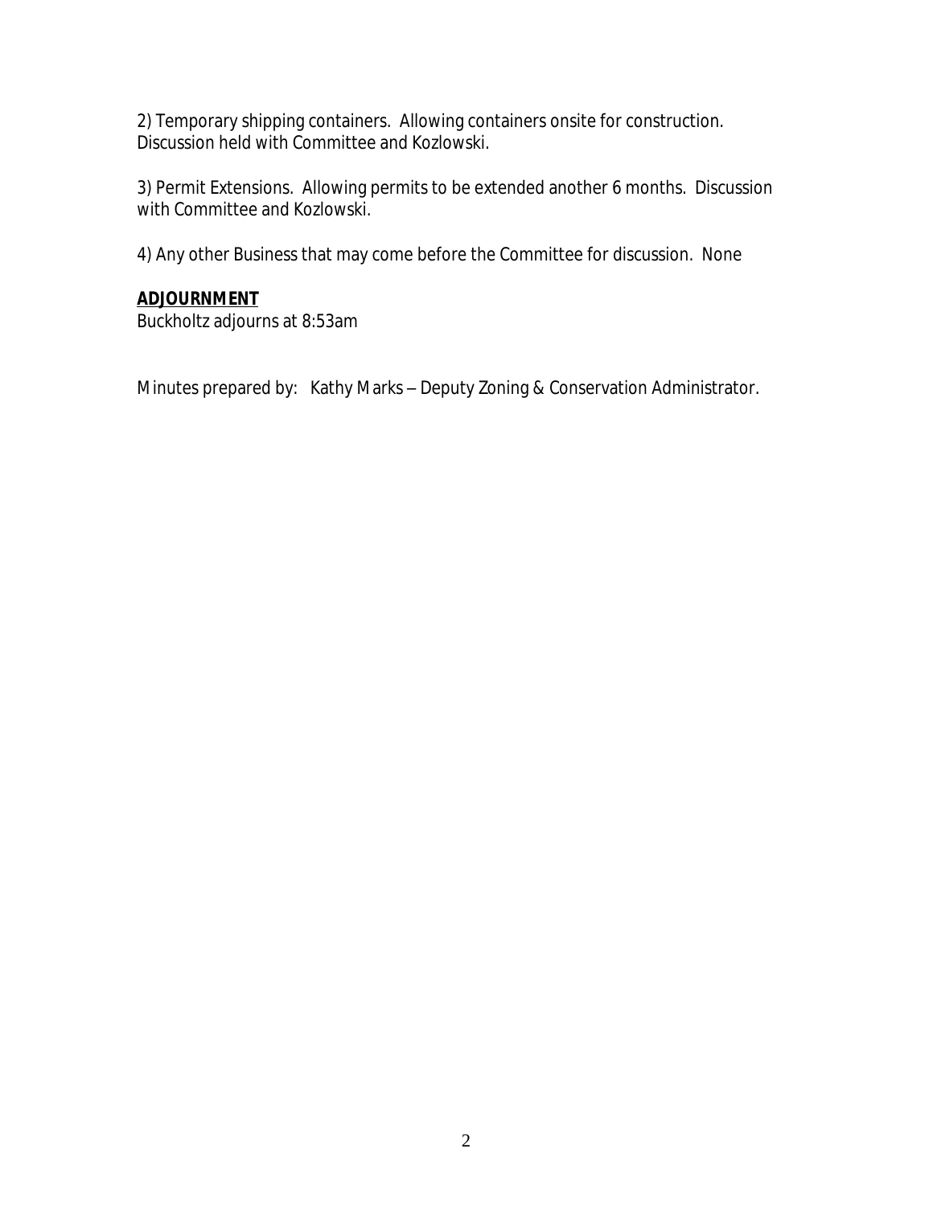2) Temporary shipping containers. Allowing containers onsite for construction. Discussion held with Committee and Kozlowski.

3) Permit Extensions. Allowing permits to be extended another 6 months. Discussion with Committee and Kozlowski.

4) Any other Business that may come before the Committee for discussion. None

**ADJOURNMENT**

Buckholtz adjourns at 8:53am

Minutes prepared by: Kathy Marks – Deputy Zoning & Conservation Administrator.